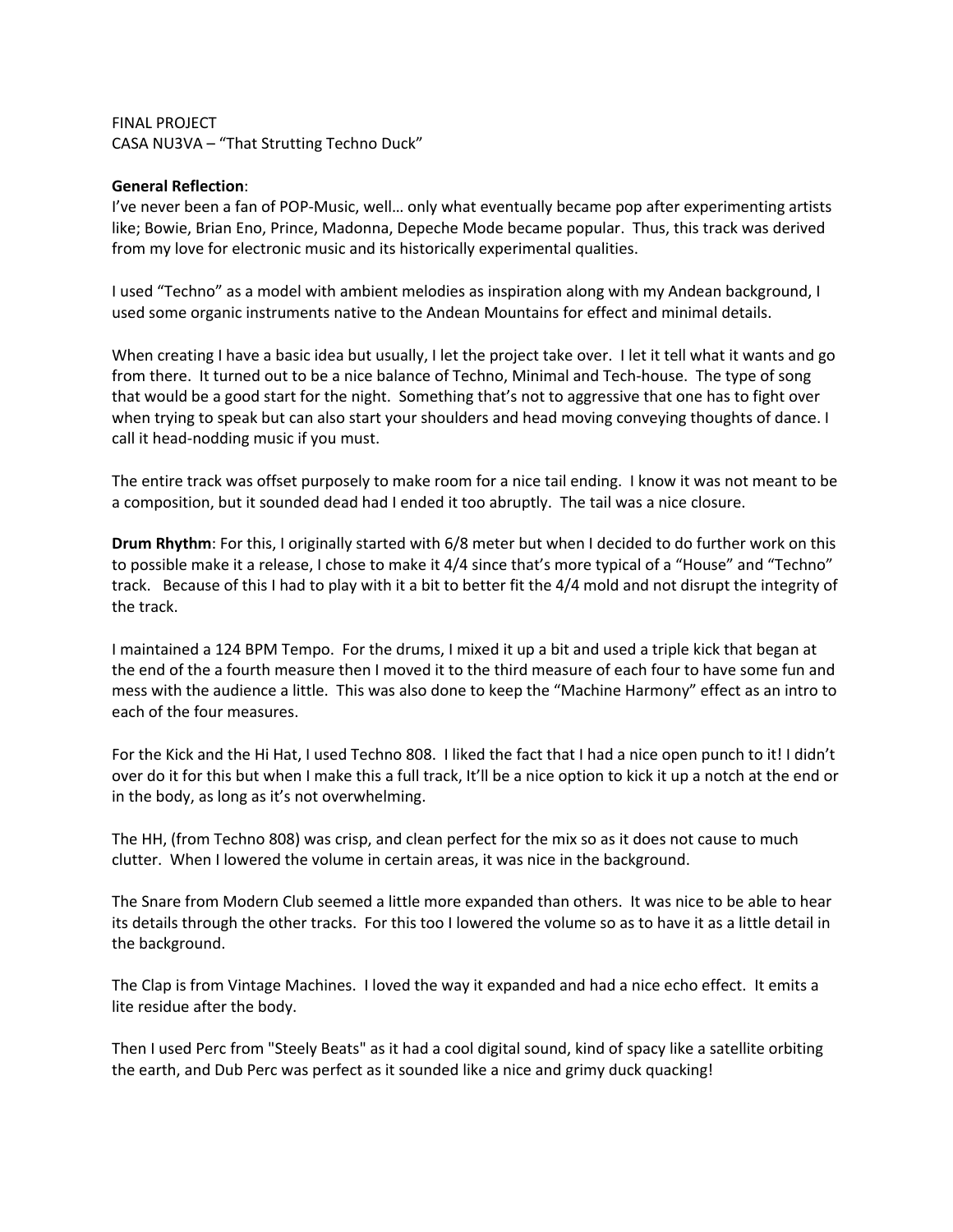FINAL PROJECT
CASA NU3VA – "That Strutting Techno Duck"

**General Reflection**:
I've never been a fan of POP-Music, well… only what eventually became pop after experimenting artists like; Bowie, Brian Eno, Prince, Madonna, Depeche Mode became popular. Thus, this track was derived from my love for electronic music and its historically experimental qualities.

I used "Techno" as a model with ambient melodies as inspiration along with my Andean background, I used some organic instruments native to the Andean Mountains for effect and minimal details.

When creating I have a basic idea but usually, I let the project take over. I let it tell what it wants and go from there. It turned out to be a nice balance of Techno, Minimal and Tech-house. The type of song that would be a good start for the night. Something that's not to aggressive that one has to fight over when trying to speak but can also start your shoulders and head moving conveying thoughts of dance. I call it head-nodding music if you must.

The entire track was offset purposely to make room for a nice tail ending. I know it was not meant to be a composition, but it sounded dead had I ended it too abruptly. The tail was a nice closure.

**Drum Rhythm**: For this, I originally started with 6/8 meter but when I decided to do further work on this to possible make it a release, I chose to make it 4/4 since that's more typical of a "House" and "Techno" track. Because of this I had to play with it a bit to better fit the 4/4 mold and not disrupt the integrity of the track.

I maintained a 124 BPM Tempo. For the drums, I mixed it up a bit and used a triple kick that began at the end of the a fourth measure then I moved it to the third measure of each four to have some fun and mess with the audience a little. This was also done to keep the "Machine Harmony" effect as an intro to each of the four measures.

For the Kick and the Hi Hat, I used Techno 808. I liked the fact that I had a nice open punch to it! I didn't over do it for this but when I make this a full track, It'll be a nice option to kick it up a notch at the end or in the body, as long as it's not overwhelming.

The HH, (from Techno 808) was crisp, and clean perfect for the mix so as it does not cause to much clutter. When I lowered the volume in certain areas, it was nice in the background.

The Snare from Modern Club seemed a little more expanded than others. It was nice to be able to hear its details through the other tracks. For this too I lowered the volume so as to have it as a little detail in the background.

The Clap is from Vintage Machines. I loved the way it expanded and had a nice echo effect. It emits a lite residue after the body.

Then I used Perc from "Steely Beats" as it had a cool digital sound, kind of spacy like a satellite orbiting the earth, and Dub Perc was perfect as it sounded like a nice and grimy duck quacking!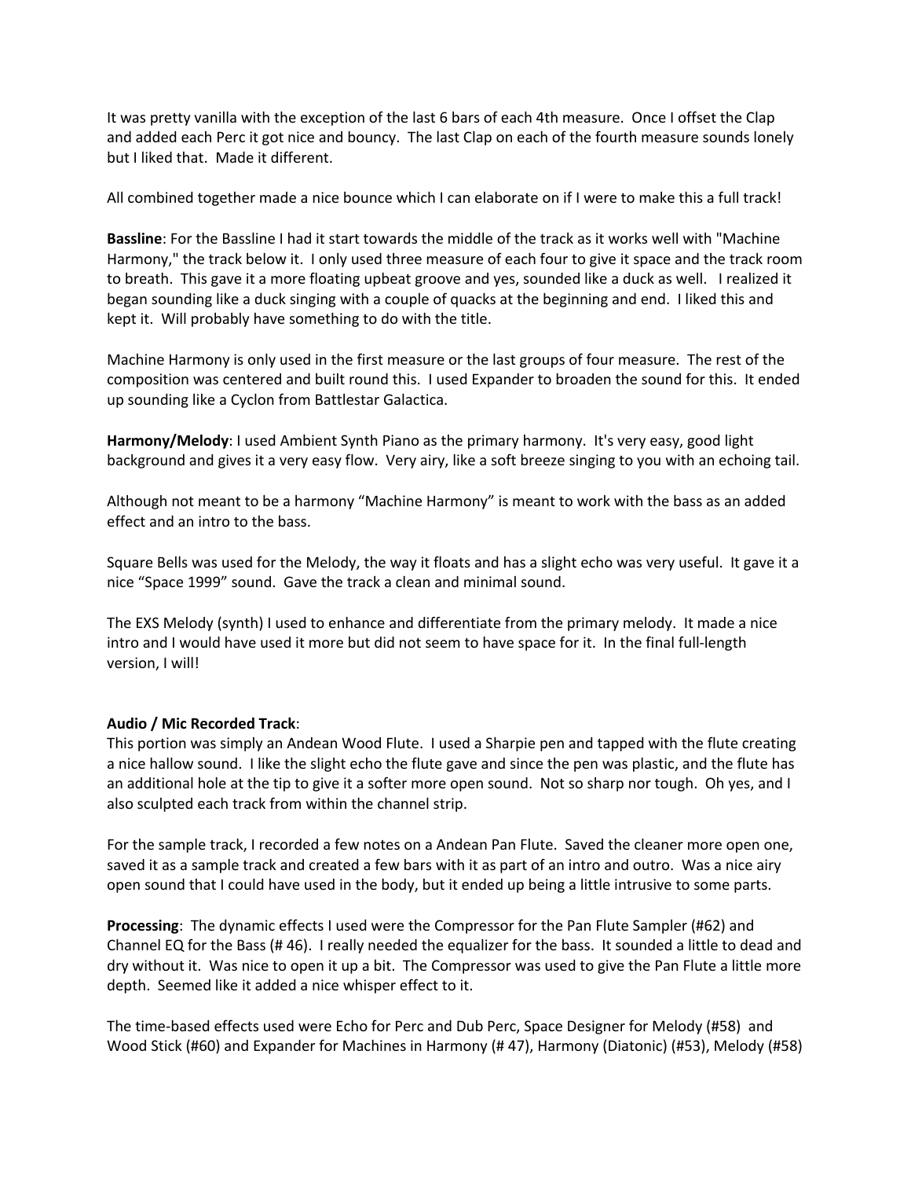It was pretty vanilla with the exception of the last 6 bars of each 4th measure. Once I offset the Clap and added each Perc it got nice and bouncy. The last Clap on each of the fourth measure sounds lonely but I liked that. Made it different.

All combined together made a nice bounce which I can elaborate on if I were to make this a full track!

**Bassline**: For the Bassline I had it start towards the middle of the track as it works well with "Machine Harmony," the track below it. I only used three measure of each four to give it space and the track room to breath. This gave it a more floating upbeat groove and yes, sounded like a duck as well. I realized it began sounding like a duck singing with a couple of quacks at the beginning and end. I liked this and kept it. Will probably have something to do with the title.

Machine Harmony is only used in the first measure or the last groups of four measure. The rest of the composition was centered and built round this. I used Expander to broaden the sound for this. It ended up sounding like a Cyclon from Battlestar Galactica.

**Harmony/Melody**: I used Ambient Synth Piano as the primary harmony. It's very easy, good light background and gives it a very easy flow. Very airy, like a soft breeze singing to you with an echoing tail.

Although not meant to be a harmony "Machine Harmony" is meant to work with the bass as an added effect and an intro to the bass.

Square Bells was used for the Melody, the way it floats and has a slight echo was very useful. It gave it a nice "Space 1999" sound. Gave the track a clean and minimal sound.

The EXS Melody (synth) I used to enhance and differentiate from the primary melody. It made a nice intro and I would have used it more but did not seem to have space for it. In the final full-length version, I will!

**Audio / Mic Recorded Track**:
This portion was simply an Andean Wood Flute. I used a Sharpie pen and tapped with the flute creating a nice hallow sound. I like the slight echo the flute gave and since the pen was plastic, and the flute has an additional hole at the tip to give it a softer more open sound. Not so sharp nor tough. Oh yes, and I also sculpted each track from within the channel strip.

For the sample track, I recorded a few notes on a Andean Pan Flute. Saved the cleaner more open one, saved it as a sample track and created a few bars with it as part of an intro and outro. Was a nice airy open sound that I could have used in the body, but it ended up being a little intrusive to some parts.

**Processing**: The dynamic effects I used were the Compressor for the Pan Flute Sampler (#62) and Channel EQ for the Bass (# 46). I really needed the equalizer for the bass. It sounded a little to dead and dry without it. Was nice to open it up a bit. The Compressor was used to give the Pan Flute a little more depth. Seemed like it added a nice whisper effect to it.

The time-based effects used were Echo for Perc and Dub Perc, Space Designer for Melody (#58) and Wood Stick (#60) and Expander for Machines in Harmony (# 47), Harmony (Diatonic) (#53), Melody (#58)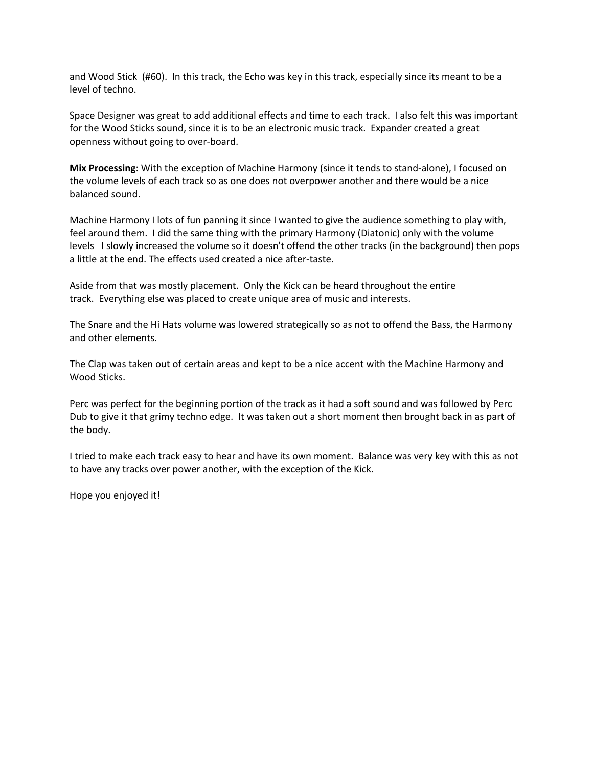and Wood Stick (#60). In this track, the Echo was key in this track, especially since its meant to be a level of techno.

Space Designer was great to add additional effects and time to each track. I also felt this was important for the Wood Sticks sound, since it is to be an electronic music track. Expander created a great openness without going to over-board.

**Mix Processing**: With the exception of Machine Harmony (since it tends to stand-alone), I focused on the volume levels of each track so as one does not overpower another and there would be a nice balanced sound.

Machine Harmony I lots of fun panning it since I wanted to give the audience something to play with, feel around them. I did the same thing with the primary Harmony (Diatonic) only with the volume levels I slowly increased the volume so it doesn't offend the other tracks (in the background) then pops a little at the end. The effects used created a nice after-taste.

Aside from that was mostly placement. Only the Kick can be heard throughout the entire track. Everything else was placed to create unique area of music and interests.

The Snare and the Hi Hats volume was lowered strategically so as not to offend the Bass, the Harmony and other elements.

The Clap was taken out of certain areas and kept to be a nice accent with the Machine Harmony and Wood Sticks.

Perc was perfect for the beginning portion of the track as it had a soft sound and was followed by Perc Dub to give it that grimy techno edge. It was taken out a short moment then brought back in as part of the body.

I tried to make each track easy to hear and have its own moment. Balance was very key with this as not to have any tracks over power another, with the exception of the Kick.

Hope you enjoyed it!